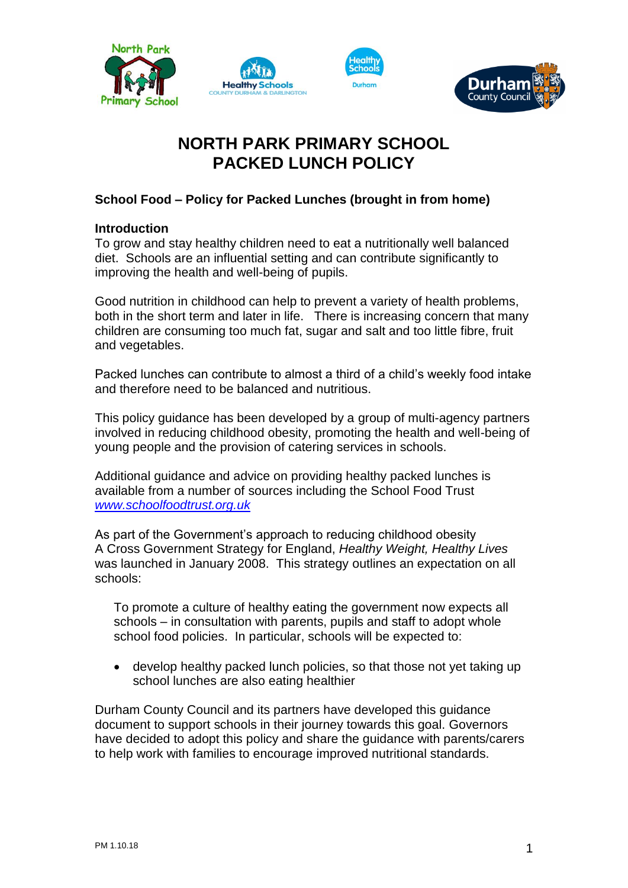# NORTH PARK PRIMARY SCHOOL
# PACKED LUNCH POLICY

**School Food – Policy for Packed Lunches (brought in from home)**

**Introduction**

To grow and stay healthy children need to eat a nutritionally well balanced diet. Schools are an influential setting and can contribute significantly to improving the health and well-being of pupils.

Good nutrition in childhood can help to prevent a variety of health problems, both in the short term and later in life. There is increasing concern that many children are consuming too much fat, sugar and salt and too little fibre, fruit and vegetables.

Packed lunches can contribute to almost a third of a child's weekly food intake and therefore need to be balanced and nutritious.

This policy guidance has been developed by a group of multi-agency partners involved in reducing childhood obesity, promoting the health and well-being of young people and the provision of catering services in schools.

Additional guidance and advice on providing healthy packed lunches is available from a number of sources including the School Food Trust *www.schoolfoodtrust.org.uk*

As part of the Government's approach to reducing childhood obesity A Cross Government Strategy for England, *Healthy Weight, Healthy Lives* was launched in January 2008. This strategy outlines an expectation on all schools:

> To promote a culture of healthy eating the government now expects all schools – in consultation with parents, pupils and staff to adopt whole school food policies. In particular, schools will be expected to:
>
> - develop healthy packed lunch policies, so that those not yet taking up school lunches are also eating healthier

Durham County Council and its partners have developed this guidance document to support schools in their journey towards this goal. Governors have decided to adopt this policy and share the guidance with parents/carers to help work with families to encourage improved nutritional standards.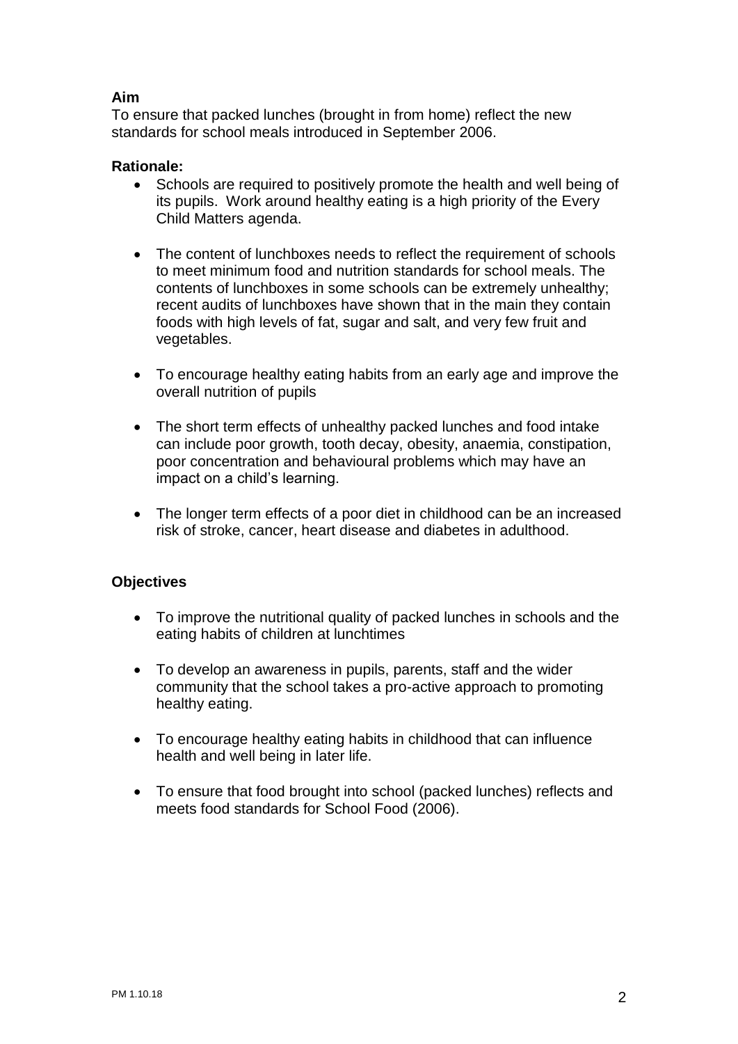**Aim**

To ensure that packed lunches (brought in from home) reflect the new standards for school meals introduced in September 2006.

**Rationale:**

- Schools are required to positively promote the health and well being of its pupils. Work around healthy eating is a high priority of the Every Child Matters agenda.
- The content of lunchboxes needs to reflect the requirement of schools to meet minimum food and nutrition standards for school meals. The contents of lunchboxes in some schools can be extremely unhealthy; recent audits of lunchboxes have shown that in the main they contain foods with high levels of fat, sugar and salt, and very few fruit and vegetables.
- To encourage healthy eating habits from an early age and improve the overall nutrition of pupils
- The short term effects of unhealthy packed lunches and food intake can include poor growth, tooth decay, obesity, anaemia, constipation, poor concentration and behavioural problems which may have an impact on a child's learning.
- The longer term effects of a poor diet in childhood can be an increased risk of stroke, cancer, heart disease and diabetes in adulthood.

**Objectives**

- To improve the nutritional quality of packed lunches in schools and the eating habits of children at lunchtimes
- To develop an awareness in pupils, parents, staff and the wider community that the school takes a pro-active approach to promoting healthy eating.
- To encourage healthy eating habits in childhood that can influence health and well being in later life.
- To ensure that food brought into school (packed lunches) reflects and meets food standards for School Food (2006).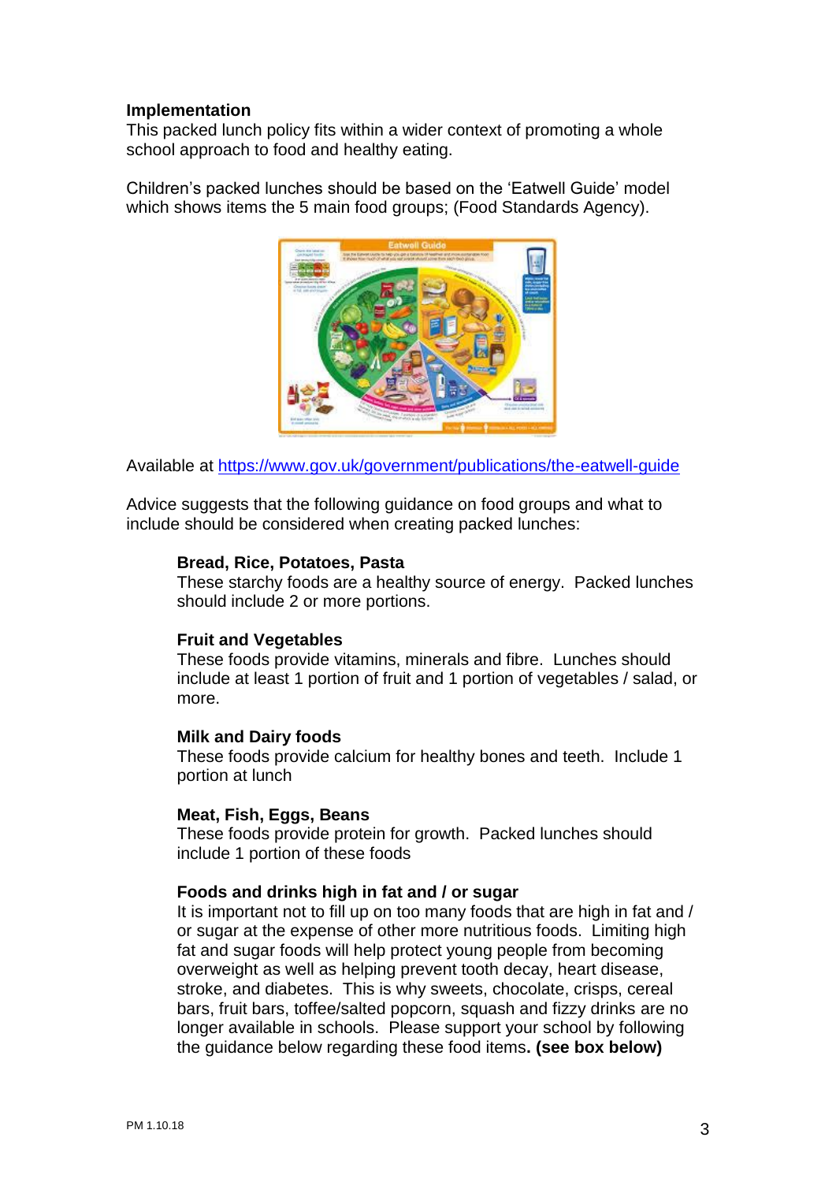**Implementation**

This packed lunch policy fits within a wider context of promoting a whole school approach to food and healthy eating.

Children's packed lunches should be based on the 'Eatwell Guide' model which shows items the 5 main food groups; (Food Standards Agency).

Available at https://www.gov.uk/government/publications/the-eatwell-guide

Advice suggests that the following guidance on food groups and what to include should be considered when creating packed lunches:

**Bread, Rice, Potatoes, Pasta**
These starchy foods are a healthy source of energy. Packed lunches should include 2 or more portions.

**Fruit and Vegetables**
These foods provide vitamins, minerals and fibre. Lunches should include at least 1 portion of fruit and 1 portion of vegetables / salad, or more.

**Milk and Dairy foods**
These foods provide calcium for healthy bones and teeth. Include 1 portion at lunch

**Meat, Fish, Eggs, Beans**
These foods provide protein for growth. Packed lunches should include 1 portion of these foods

**Foods and drinks high in fat and / or sugar**
It is important not to fill up on too many foods that are high in fat and / or sugar at the expense of other more nutritious foods. Limiting high fat and sugar foods will help protect young people from becoming overweight as well as helping prevent tooth decay, heart disease, stroke, and diabetes. This is why sweets, chocolate, crisps, cereal bars, fruit bars, toffee/salted popcorn, squash and fizzy drinks are no longer available in schools. Please support your school by following the guidance below regarding these food items**. (see box below)**

PM 1.10.18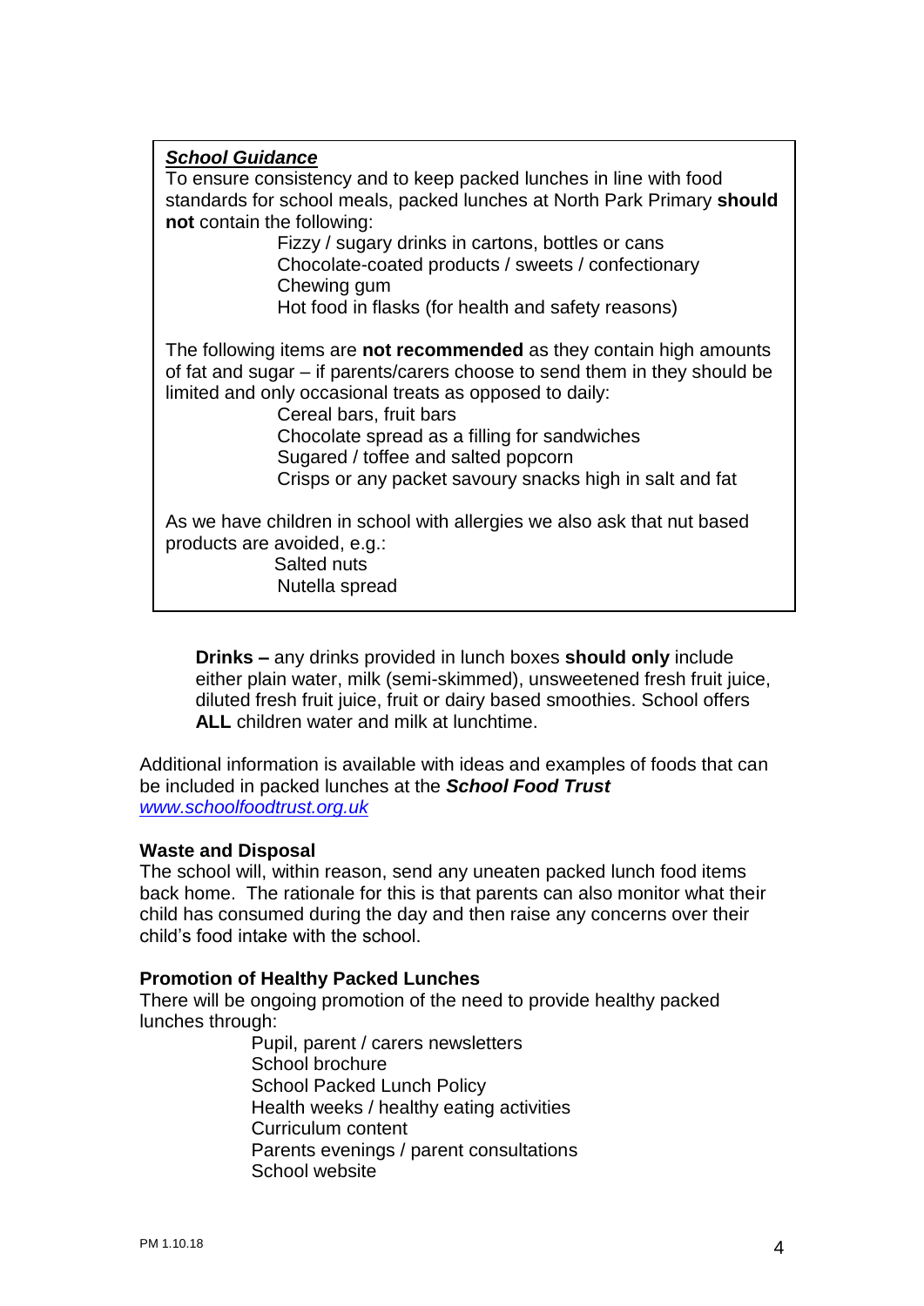***School Guidance***

To ensure consistency and to keep packed lunches in line with food standards for school meals, packed lunches at North Park Primary **should not** contain the following:

- Fizzy / sugary drinks in cartons, bottles or cans
- Chocolate-coated products / sweets / confectionary
- Chewing gum
- Hot food in flasks (for health and safety reasons)

The following items are **not recommended** as they contain high amounts of fat and sugar – if parents/carers choose to send them in they should be limited and only occasional treats as opposed to daily:

- Cereal bars, fruit bars
- Chocolate spread as a filling for sandwiches
- Sugared / toffee and salted popcorn
- Crisps or any packet savoury snacks high in salt and fat

As we have children in school with allergies we also ask that nut based products are avoided, e.g.:

- Salted nuts
- Nutella spread

**Drinks –** any drinks provided in lunch boxes **should only** include either plain water, milk (semi-skimmed), unsweetened fresh fruit juice, diluted fresh fruit juice, fruit or dairy based smoothies. School offers **ALL** children water and milk at lunchtime.

Additional information is available with ideas and examples of foods that can be included in packed lunches at the ***School Food Trust*** *www.schoolfoodtrust.org.uk*

**Waste and Disposal**

The school will, within reason, send any uneaten packed lunch food items back home. The rationale for this is that parents can also monitor what their child has consumed during the day and then raise any concerns over their child's food intake with the school.

**Promotion of Healthy Packed Lunches**

There will be ongoing promotion of the need to provide healthy packed lunches through:

- Pupil, parent / carers newsletters
- School brochure
- School Packed Lunch Policy
- Health weeks / healthy eating activities
- Curriculum content
- Parents evenings / parent consultations
- School website

PM 1.10.18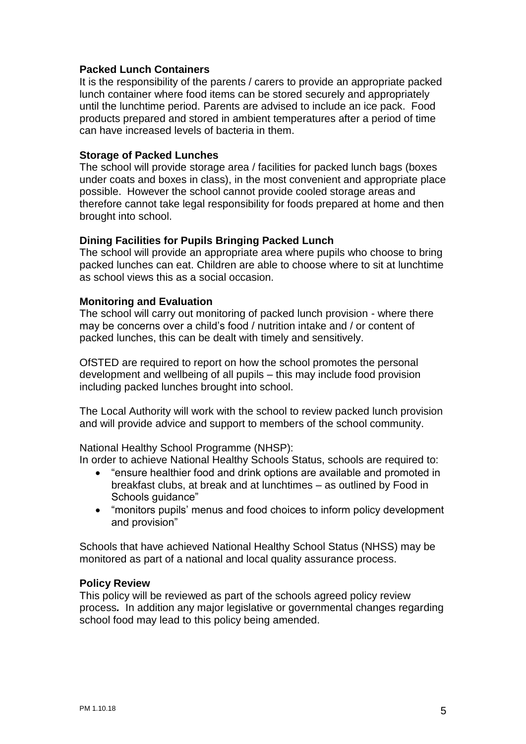**Packed Lunch Containers**
It is the responsibility of the parents / carers to provide an appropriate packed lunch container where food items can be stored securely and appropriately until the lunchtime period. Parents are advised to include an ice pack. Food products prepared and stored in ambient temperatures after a period of time can have increased levels of bacteria in them.

**Storage of Packed Lunches**
The school will provide storage area / facilities for packed lunch bags (boxes under coats and boxes in class), in the most convenient and appropriate place possible. However the school cannot provide cooled storage areas and therefore cannot take legal responsibility for foods prepared at home and then brought into school.

**Dining Facilities for Pupils Bringing Packed Lunch**
The school will provide an appropriate area where pupils who choose to bring packed lunches can eat. Children are able to choose where to sit at lunchtime as school views this as a social occasion.

**Monitoring and Evaluation**
The school will carry out monitoring of packed lunch provision - where there may be concerns over a child's food / nutrition intake and / or content of packed lunches, this can be dealt with timely and sensitively.

OfSTED are required to report on how the school promotes the personal development and wellbeing of all pupils – this may include food provision including packed lunches brought into school.

The Local Authority will work with the school to review packed lunch provision and will provide advice and support to members of the school community.

National Healthy School Programme (NHSP):
In order to achieve National Healthy Schools Status, schools are required to:

- "ensure healthier food and drink options are available and promoted in breakfast clubs, at break and at lunchtimes – as outlined by Food in Schools guidance"
- "monitors pupils' menus and food choices to inform policy development and provision"

Schools that have achieved National Healthy School Status (NHSS) may be monitored as part of a national and local quality assurance process.

**Policy Review**
This policy will be reviewed as part of the schools agreed policy review process. In addition any major legislative or governmental changes regarding school food may lead to this policy being amended.

PM 1.10.18